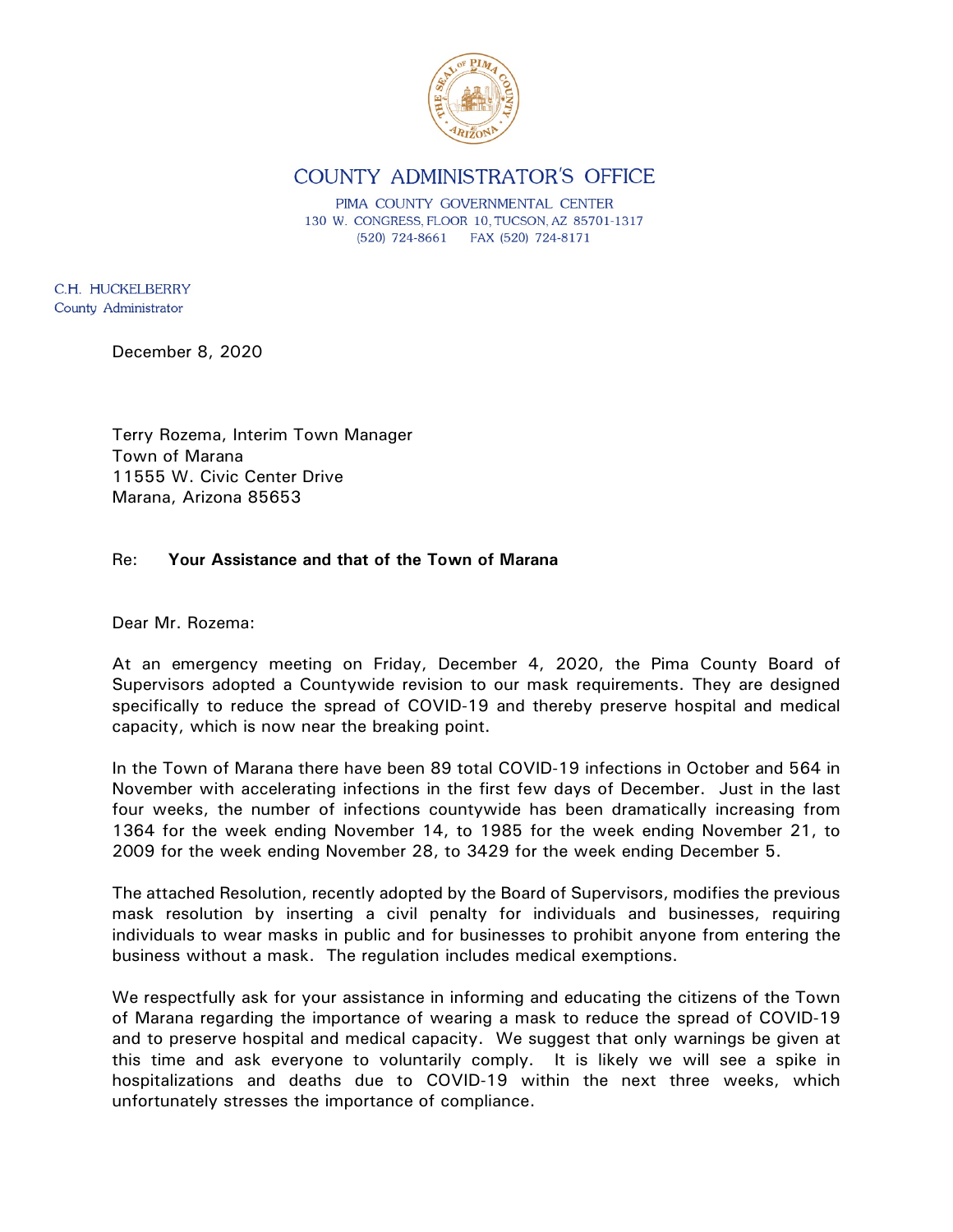# COUNTY ADMINISTRATOR'S OFFICE

PIMA COUNTY GOVERNMENTAL CENTER
130 W. CONGRESS, FLOOR 10, TUCSON, AZ 85701-1317
(520) 724-8661 FAX (520) 724-8171

C.H. HUCKELBERRY
County Administrator

December 8, 2020

Terry Rozema, Interim Town Manager
Town of Marana
11555 W. Civic Center Drive
Marana, Arizona 85653

Re: **Your Assistance and that of the Town of Marana**

Dear Mr. Rozema:

At an emergency meeting on Friday, December 4, 2020, the Pima County Board of Supervisors adopted a Countywide revision to our mask requirements. They are designed specifically to reduce the spread of COVID-19 and thereby preserve hospital and medical capacity, which is now near the breaking point.

In the Town of Marana there have been 89 total COVID-19 infections in October and 564 in November with accelerating infections in the first few days of December. Just in the last four weeks, the number of infections countywide has been dramatically increasing from 1364 for the week ending November 14, to 1985 for the week ending November 21, to 2009 for the week ending November 28, to 3429 for the week ending December 5.

The attached Resolution, recently adopted by the Board of Supervisors, modifies the previous mask resolution by inserting a civil penalty for individuals and businesses, requiring individuals to wear masks in public and for businesses to prohibit anyone from entering the business without a mask. The regulation includes medical exemptions.

We respectfully ask for your assistance in informing and educating the citizens of the Town of Marana regarding the importance of wearing a mask to reduce the spread of COVID-19 and to preserve hospital and medical capacity. We suggest that only warnings be given at this time and ask everyone to voluntarily comply. It is likely we will see a spike in hospitalizations and deaths due to COVID-19 within the next three weeks, which unfortunately stresses the importance of compliance.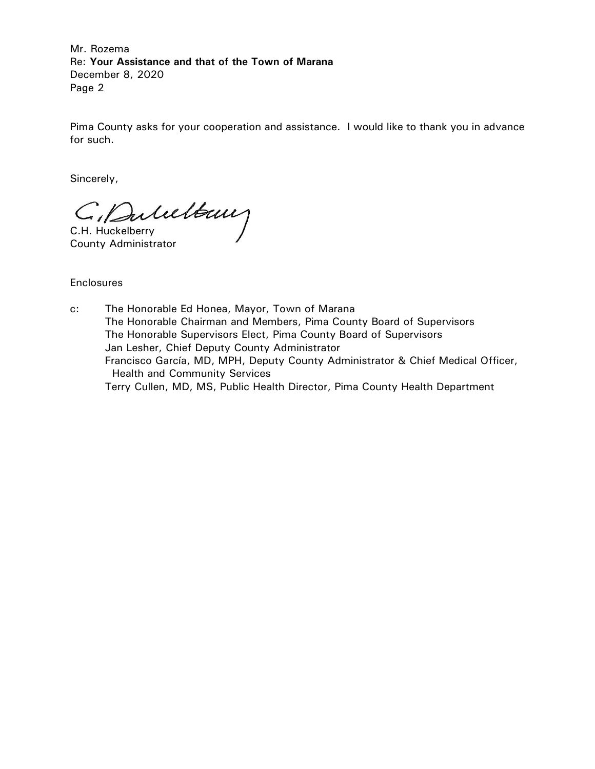Pima County asks for your cooperation and assistance. I would like to thank you in advance for such.

Sincerely,

C.H. Huckelberry
County Administrator

Enclosures

c: The Honorable Ed Honea, Mayor, Town of Marana
The Honorable Chairman and Members, Pima County Board of Supervisors
The Honorable Supervisors Elect, Pima County Board of Supervisors
Jan Lesher, Chief Deputy County Administrator
Francisco García, MD, MPH, Deputy County Administrator & Chief Medical Officer, Health and Community Services
Terry Cullen, MD, MS, Public Health Director, Pima County Health Department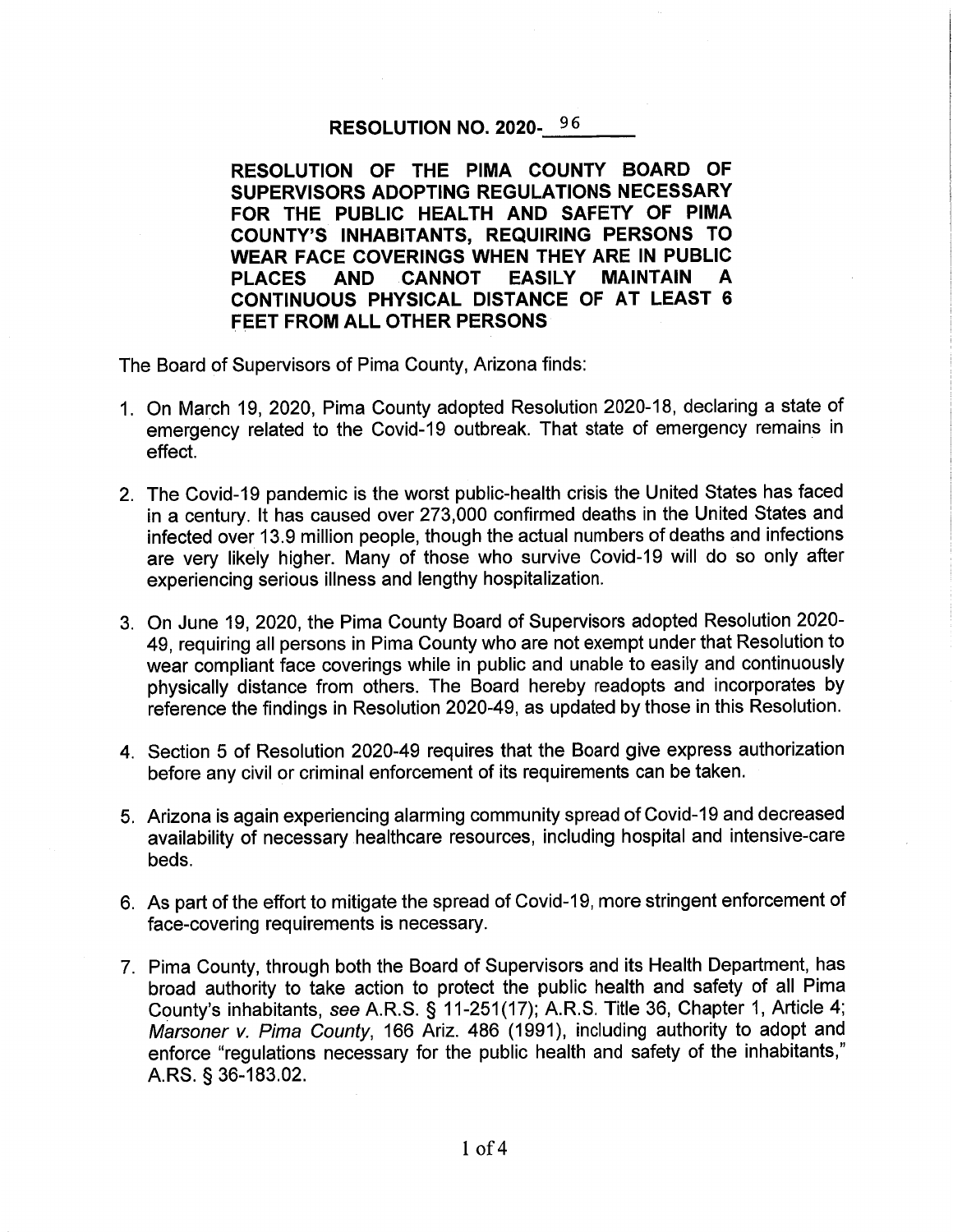# RESOLUTION NO. 2020-96

**RESOLUTION OF THE PIMA COUNTY BOARD OF SUPERVISORS ADOPTING REGULATIONS NECESSARY FOR THE PUBLIC HEALTH AND SAFETY OF PIMA COUNTY'S INHABITANTS, REQUIRING PERSONS TO WEAR FACE COVERINGS WHEN THEY ARE IN PUBLIC PLACES AND CANNOT EASILY MAINTAIN A CONTINUOUS PHYSICAL DISTANCE OF AT LEAST 6 FEET FROM ALL OTHER PERSONS**

The Board of Supervisors of Pima County, Arizona finds:

1. On March 19, 2020, Pima County adopted Resolution 2020-18, declaring a state of emergency related to the Covid-19 outbreak. That state of emergency remains in effect.

2. The Covid-19 pandemic is the worst public-health crisis the United States has faced in a century. It has caused over 273,000 confirmed deaths in the United States and infected over 13.9 million people, though the actual numbers of deaths and infections are very likely higher. Many of those who survive Covid-19 will do so only after experiencing serious illness and lengthy hospitalization.

3. On June 19, 2020, the Pima County Board of Supervisors adopted Resolution 2020-49, requiring all persons in Pima County who are not exempt under that Resolution to wear compliant face coverings while in public and unable to easily and continuously physically distance from others. The Board hereby readopts and incorporates by reference the findings in Resolution 2020-49, as updated by those in this Resolution.

4. Section 5 of Resolution 2020-49 requires that the Board give express authorization before any civil or criminal enforcement of its requirements can be taken.

5. Arizona is again experiencing alarming community spread of Covid-19 and decreased availability of necessary healthcare resources, including hospital and intensive-care beds.

6. As part of the effort to mitigate the spread of Covid-19, more stringent enforcement of face-covering requirements is necessary.

7. Pima County, through both the Board of Supervisors and its Health Department, has broad authority to take action to protect the public health and safety of all Pima County's inhabitants, *see* A.R.S. § 11-251(17); A.R.S. Title 36, Chapter 1, Article 4; *Marsoner v. Pima County*, 166 Ariz. 486 (1991), including authority to adopt and enforce "regulations necessary for the public health and safety of the inhabitants," A.RS. § 36-183.02.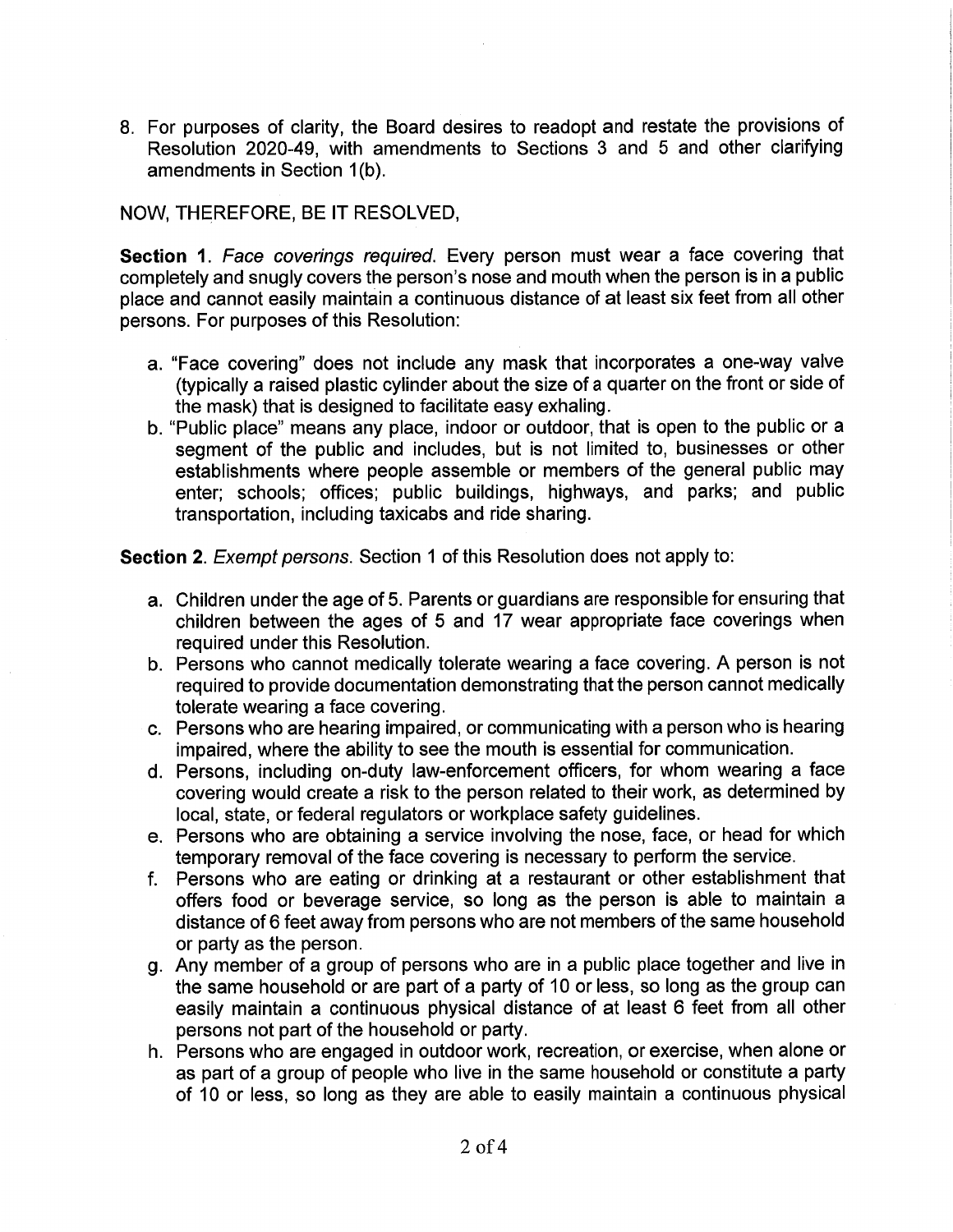8. For purposes of clarity, the Board desires to readopt and restate the provisions of Resolution 2020-49, with amendments to Sections 3 and 5 and other clarifying amendments in Section 1(b).

NOW, THEREFORE, BE IT RESOLVED,

**Section 1**. *Face coverings required.* Every person must wear a face covering that completely and snugly covers the person's nose and mouth when the person is in a public place and cannot easily maintain a continuous distance of at least six feet from all other persons. For purposes of this Resolution:

a. "Face covering" does not include any mask that incorporates a one-way valve (typically a raised plastic cylinder about the size of a quarter on the front or side of the mask) that is designed to facilitate easy exhaling.
b. "Public place" means any place, indoor or outdoor, that is open to the public or a segment of the public and includes, but is not limited to, businesses or other establishments where people assemble or members of the general public may enter; schools; offices; public buildings, highways, and parks; and public transportation, including taxicabs and ride sharing.

**Section 2**. *Exempt persons.* Section 1 of this Resolution does not apply to:

a. Children under the age of 5. Parents or guardians are responsible for ensuring that children between the ages of 5 and 17 wear appropriate face coverings when required under this Resolution.
b. Persons who cannot medically tolerate wearing a face covering. A person is not required to provide documentation demonstrating that the person cannot medically tolerate wearing a face covering.
c. Persons who are hearing impaired, or communicating with a person who is hearing impaired, where the ability to see the mouth is essential for communication.
d. Persons, including on-duty law-enforcement officers, for whom wearing a face covering would create a risk to the person related to their work, as determined by local, state, or federal regulators or workplace safety guidelines.
e. Persons who are obtaining a service involving the nose, face, or head for which temporary removal of the face covering is necessary to perform the service.
f. Persons who are eating or drinking at a restaurant or other establishment that offers food or beverage service, so long as the person is able to maintain a distance of 6 feet away from persons who are not members of the same household or party as the person.
g. Any member of a group of persons who are in a public place together and live in the same household or are part of a party of 10 or less, so long as the group can easily maintain a continuous physical distance of at least 6 feet from all other persons not part of the household or party.
h. Persons who are engaged in outdoor work, recreation, or exercise, when alone or as part of a group of people who live in the same household or constitute a party of 10 or less, so long as they are able to easily maintain a continuous physical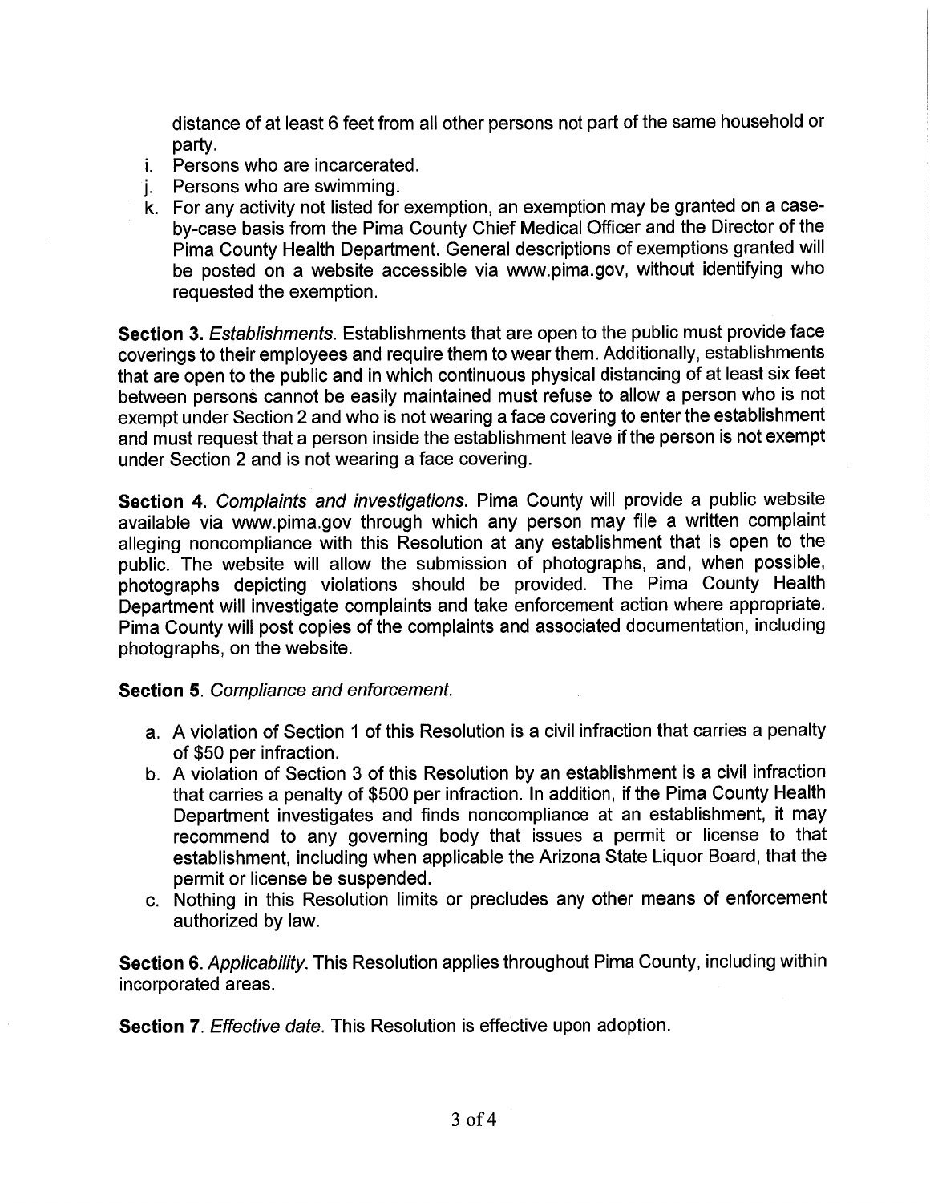distance of at least 6 feet from all other persons not part of the same household or party.

i. Persons who are incarcerated.
j. Persons who are swimming.
k. For any activity not listed for exemption, an exemption may be granted on a case-by-case basis from the Pima County Chief Medical Officer and the Director of the Pima County Health Department. General descriptions of exemptions granted will be posted on a website accessible via www.pima.gov, without identifying who requested the exemption.

**Section 3.** *Establishments.* Establishments that are open to the public must provide face coverings to their employees and require them to wear them. Additionally, establishments that are open to the public and in which continuous physical distancing of at least six feet between persons cannot be easily maintained must refuse to allow a person who is not exempt under Section 2 and who is not wearing a face covering to enter the establishment and must request that a person inside the establishment leave if the person is not exempt under Section 2 and is not wearing a face covering.

**Section 4.** *Complaints and investigations.* Pima County will provide a public website available via www.pima.gov through which any person may file a written complaint alleging noncompliance with this Resolution at any establishment that is open to the public. The website will allow the submission of photographs, and, when possible, photographs depicting violations should be provided. The Pima County Health Department will investigate complaints and take enforcement action where appropriate. Pima County will post copies of the complaints and associated documentation, including photographs, on the website.

**Section 5.** *Compliance and enforcement.*

a. A violation of Section 1 of this Resolution is a civil infraction that carries a penalty of $50 per infraction.
b. A violation of Section 3 of this Resolution by an establishment is a civil infraction that carries a penalty of $500 per infraction. In addition, if the Pima County Health Department investigates and finds noncompliance at an establishment, it may recommend to any governing body that issues a permit or license to that establishment, including when applicable the Arizona State Liquor Board, that the permit or license be suspended.
c. Nothing in this Resolution limits or precludes any other means of enforcement authorized by law.

**Section 6.** *Applicability.* This Resolution applies throughout Pima County, including within incorporated areas.

**Section 7.** *Effective date.* This Resolution is effective upon adoption.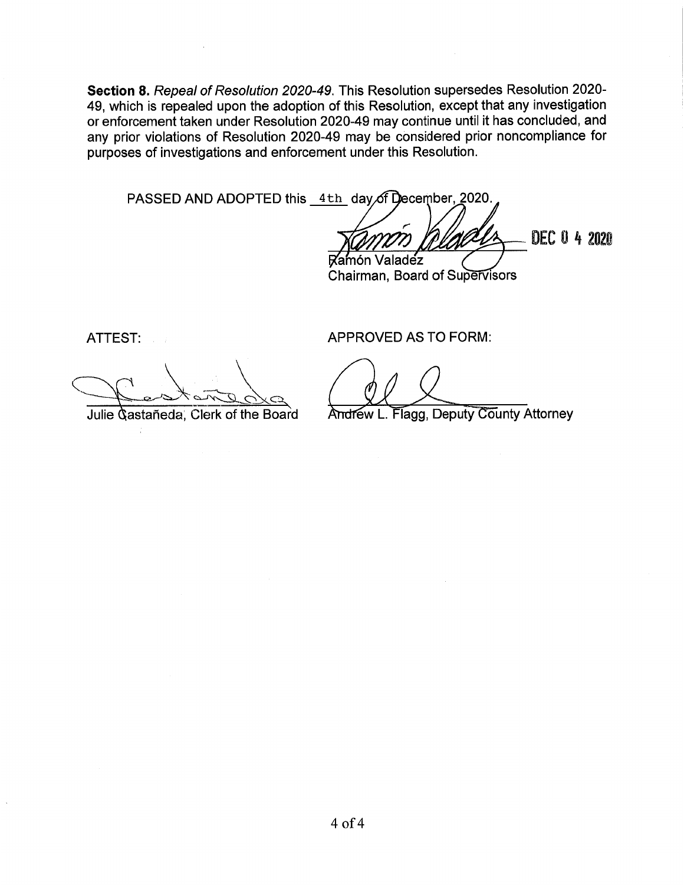**Section 8.** *Repeal of Resolution 2020-49.* This Resolution supersedes Resolution 2020-49, which is repealed upon the adoption of this Resolution, except that any investigation or enforcement taken under Resolution 2020-49 may continue until it has concluded, and any prior violations of Resolution 2020-49 may be considered prior noncompliance for purposes of investigations and enforcement under this Resolution.

PASSED AND ADOPTED this 4th day of December, 2020.

DEC 04 2020

Ramón Valadéz
Chairman, Board of Supervisors

ATTEST:

Julie Castañeda, Clerk of the Board

APPROVED AS TO FORM:

Andrew L. Flagg, Deputy County Attorney